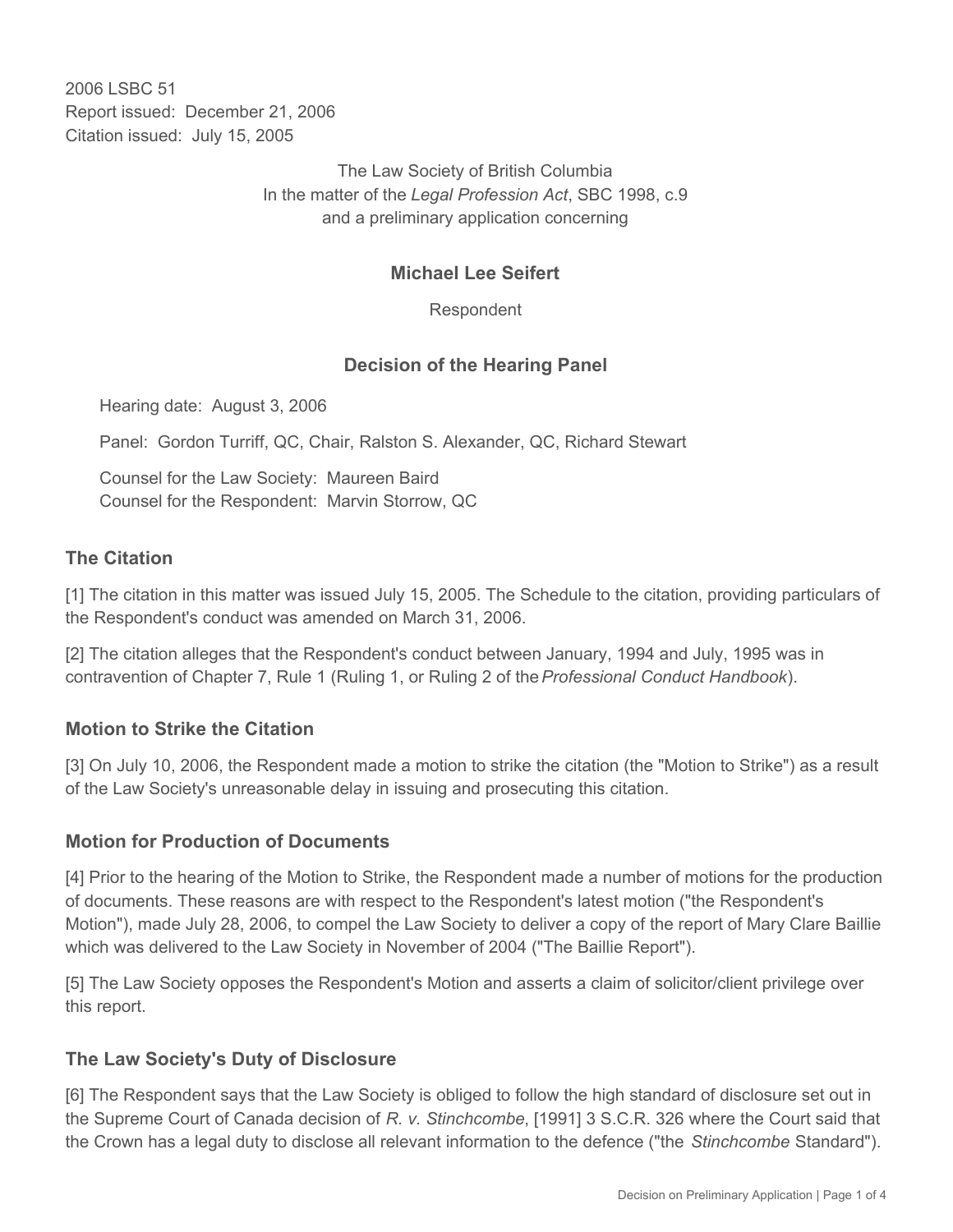2006 LSBC 51
Report issued: December 21, 2006
Citation issued: July 15, 2005

The Law Society of British Columbia
In the matter of the *Legal Profession Act*, SBC 1998, c.9
and a preliminary application concerning

**Michael Lee Seifert**

Respondent

### Decision of the Hearing Panel

Hearing date: August 3, 2006

Panel: Gordon Turriff, QC, Chair, Ralston S. Alexander, QC, Richard Stewart

Counsel for the Law Society: Maureen Baird
Counsel for the Respondent: Marvin Storrow, QC

## The Citation

[1] The citation in this matter was issued July 15, 2005. The Schedule to the citation, providing particulars of the Respondent's conduct was amended on March 31, 2006.

[2] The citation alleges that the Respondent's conduct between January, 1994 and July, 1995 was in contravention of Chapter 7, Rule 1 (Ruling 1, or Ruling 2 of the *Professional Conduct Handbook*).

## Motion to Strike the Citation

[3] On July 10, 2006, the Respondent made a motion to strike the citation (the "Motion to Strike") as a result of the Law Society's unreasonable delay in issuing and prosecuting this citation.

## Motion for Production of Documents

[4] Prior to the hearing of the Motion to Strike, the Respondent made a number of motions for the production of documents. These reasons are with respect to the Respondent's latest motion ("the Respondent's Motion"), made July 28, 2006, to compel the Law Society to deliver a copy of the report of Mary Clare Baillie which was delivered to the Law Society in November of 2004 ("The Baillie Report").

[5] The Law Society opposes the Respondent's Motion and asserts a claim of solicitor/client privilege over this report.

## The Law Society's Duty of Disclosure

[6] The Respondent says that the Law Society is obliged to follow the high standard of disclosure set out in the Supreme Court of Canada decision of *R. v. Stinchcombe*, [1991] 3 S.C.R. 326 where the Court said that the Crown has a legal duty to disclose all relevant information to the defence ("the *Stinchcombe* Standard").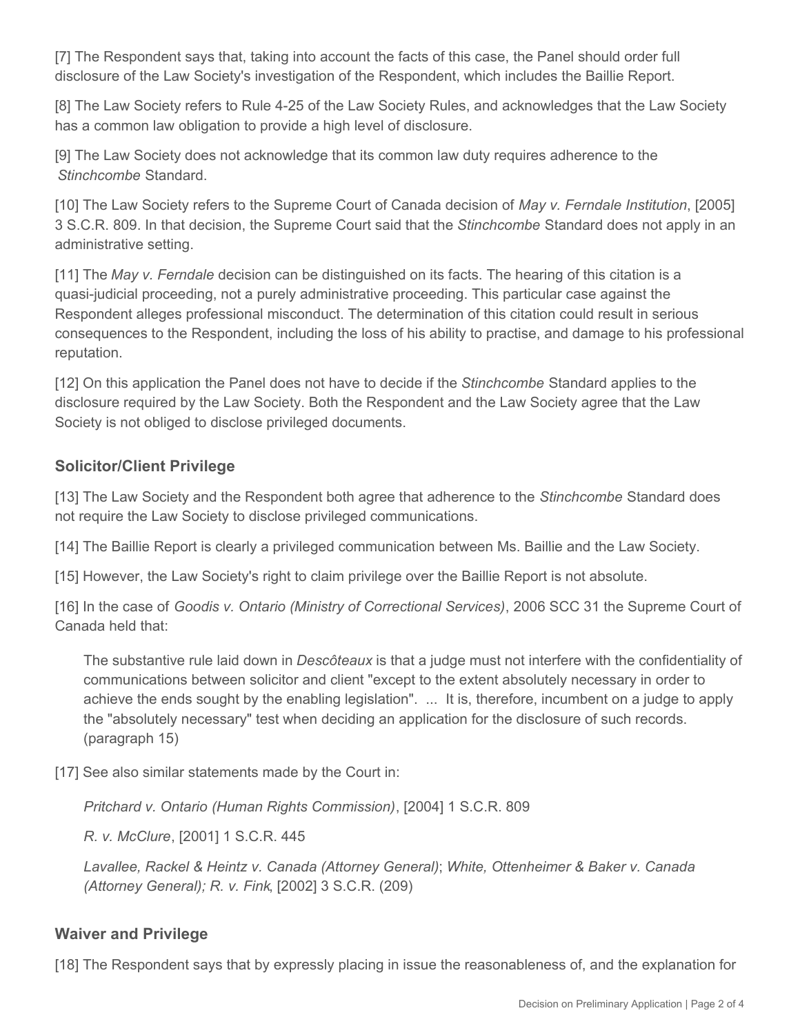[7] The Respondent says that, taking into account the facts of this case, the Panel should order full disclosure of the Law Society's investigation of the Respondent, which includes the Baillie Report.

[8] The Law Society refers to Rule 4-25 of the Law Society Rules, and acknowledges that the Law Society has a common law obligation to provide a high level of disclosure.

[9] The Law Society does not acknowledge that its common law duty requires adherence to the *Stinchcombe* Standard.

[10] The Law Society refers to the Supreme Court of Canada decision of *May v. Ferndale Institution*, [2005] 3 S.C.R. 809. In that decision, the Supreme Court said that the *Stinchcombe* Standard does not apply in an administrative setting.

[11] The *May v. Ferndale* decision can be distinguished on its facts. The hearing of this citation is a quasi-judicial proceeding, not a purely administrative proceeding. This particular case against the Respondent alleges professional misconduct. The determination of this citation could result in serious consequences to the Respondent, including the loss of his ability to practise, and damage to his professional reputation.

[12] On this application the Panel does not have to decide if the *Stinchcombe* Standard applies to the disclosure required by the Law Society. Both the Respondent and the Law Society agree that the Law Society is not obliged to disclose privileged documents.

### Solicitor/Client Privilege

[13] The Law Society and the Respondent both agree that adherence to the *Stinchcombe* Standard does not require the Law Society to disclose privileged communications.

[14] The Baillie Report is clearly a privileged communication between Ms. Baillie and the Law Society.

[15] However, the Law Society's right to claim privilege over the Baillie Report is not absolute.

[16] In the case of *Goodis v. Ontario (Ministry of Correctional Services)*, 2006 SCC 31 the Supreme Court of Canada held that:

> The substantive rule laid down in *Descôteaux* is that a judge must not interfere with the confidentiality of communications between solicitor and client "except to the extent absolutely necessary in order to achieve the ends sought by the enabling legislation". ... It is, therefore, incumbent on a judge to apply the "absolutely necessary" test when deciding an application for the disclosure of such records. (paragraph 15)

[17] See also similar statements made by the Court in:

> *Pritchard v. Ontario (Human Rights Commission)*, [2004] 1 S.C.R. 809
>
> *R. v. McClure*, [2001] 1 S.C.R. 445
>
> *Lavallee, Rackel & Heintz v. Canada (Attorney General)*; *White, Ottenheimer & Baker v. Canada (Attorney General); R. v. Fink*, [2002] 3 S.C.R. (209)

### Waiver and Privilege

[18] The Respondent says that by expressly placing in issue the reasonableness of, and the explanation for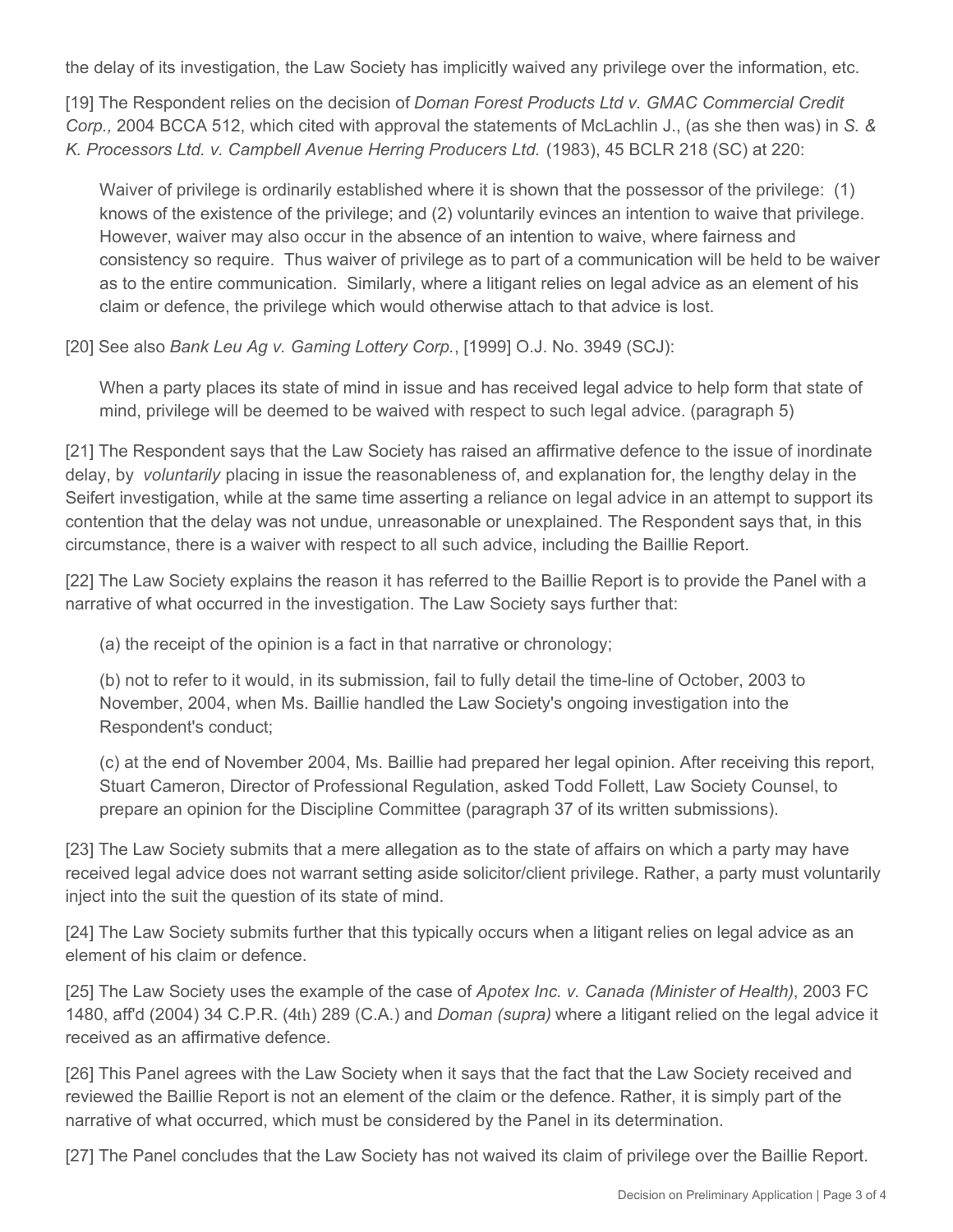the delay of its investigation, the Law Society has implicitly waived any privilege over the information, etc.

[19] The Respondent relies on the decision of *Doman Forest Products Ltd v. GMAC Commercial Credit Corp.,* 2004 BCCA 512, which cited with approval the statements of McLachlin J., (as she then was) in *S. & K. Processors Ltd. v. Campbell Avenue Herring Producers Ltd.* (1983), 45 BCLR 218 (SC) at 220:

> Waiver of privilege is ordinarily established where it is shown that the possessor of the privilege: (1) knows of the existence of the privilege; and (2) voluntarily evinces an intention to waive that privilege. However, waiver may also occur in the absence of an intention to waive, where fairness and consistency so require. Thus waiver of privilege as to part of a communication will be held to be waiver as to the entire communication. Similarly, where a litigant relies on legal advice as an element of his claim or defence, the privilege which would otherwise attach to that advice is lost.

[20] See also *Bank Leu Ag v. Gaming Lottery Corp.*, [1999] O.J. No. 3949 (SCJ):

> When a party places its state of mind in issue and has received legal advice to help form that state of mind, privilege will be deemed to be waived with respect to such legal advice. (paragraph 5)

[21] The Respondent says that the Law Society has raised an affirmative defence to the issue of inordinate delay, by *voluntarily* placing in issue the reasonableness of, and explanation for, the lengthy delay in the Seifert investigation, while at the same time asserting a reliance on legal advice in an attempt to support its contention that the delay was not undue, unreasonable or unexplained. The Respondent says that, in this circumstance, there is a waiver with respect to all such advice, including the Baillie Report.

[22] The Law Society explains the reason it has referred to the Baillie Report is to provide the Panel with a narrative of what occurred in the investigation. The Law Society says further that:

> (a) the receipt of the opinion is a fact in that narrative or chronology;
>
> (b) not to refer to it would, in its submission, fail to fully detail the time-line of October, 2003 to November, 2004, when Ms. Baillie handled the Law Society's ongoing investigation into the Respondent's conduct;
>
> (c) at the end of November 2004, Ms. Baillie had prepared her legal opinion. After receiving this report, Stuart Cameron, Director of Professional Regulation, asked Todd Follett, Law Society Counsel, to prepare an opinion for the Discipline Committee (paragraph 37 of its written submissions).

[23] The Law Society submits that a mere allegation as to the state of affairs on which a party may have received legal advice does not warrant setting aside solicitor/client privilege. Rather, a party must voluntarily inject into the suit the question of its state of mind.

[24] The Law Society submits further that this typically occurs when a litigant relies on legal advice as an element of his claim or defence.

[25] The Law Society uses the example of the case of *Apotex Inc. v. Canada (Minister of Health)*, 2003 FC 1480, aff'd (2004) 34 C.P.R. (4th) 289 (C.A.) and *Doman (supra)* where a litigant relied on the legal advice it received as an affirmative defence.

[26] This Panel agrees with the Law Society when it says that the fact that the Law Society received and reviewed the Baillie Report is not an element of the claim or the defence. Rather, it is simply part of the narrative of what occurred, which must be considered by the Panel in its determination.

[27] The Panel concludes that the Law Society has not waived its claim of privilege over the Baillie Report.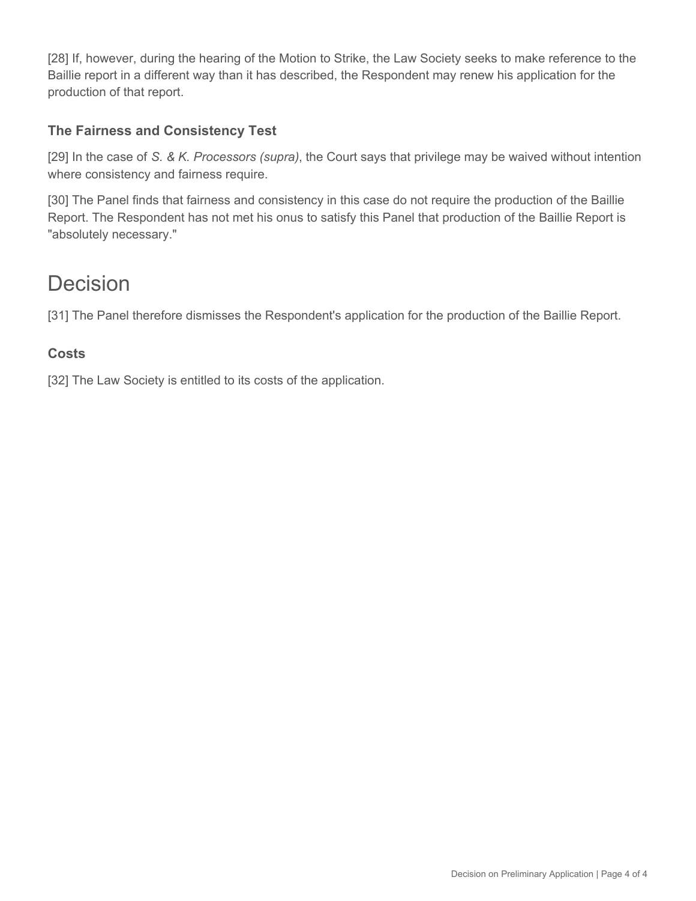[28] If, however, during the hearing of the Motion to Strike, the Law Society seeks to make reference to the Baillie report in a different way than it has described, the Respondent may renew his application for the production of that report.

### The Fairness and Consistency Test

[29] In the case of *S. & K. Processors (supra)*, the Court says that privilege may be waived without intention where consistency and fairness require.

[30] The Panel finds that fairness and consistency in this case do not require the production of the Baillie Report. The Respondent has not met his onus to satisfy this Panel that production of the Baillie Report is "absolutely necessary."

## Decision

[31] The Panel therefore dismisses the Respondent's application for the production of the Baillie Report.

### Costs

[32] The Law Society is entitled to its costs of the application.